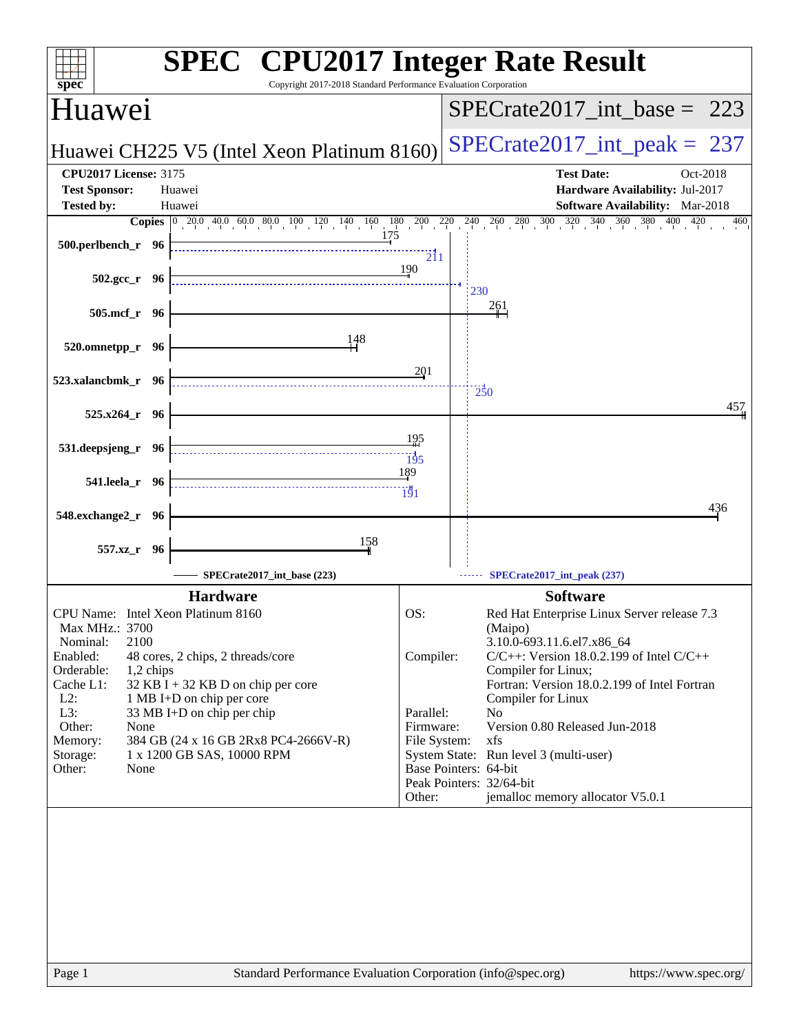# SPEC CPU2017 Integer Rate Result

Copyright 2017-2018 Standard Performance Evaluation Corporation

## Huawei

Huawei CH225 V5 (Intel Xeon Platinum 8160)

SPECrate2017_int_base = 223

SPECrate2017_int_peak = 237

**CPU2017 License:** 3175
**Test Sponsor:** Huawei
**Tested by:** Huawei

**Test Date:** Oct-2018
**Hardware Availability:** Jul-2017
**Software Availability:** Mar-2018

| Benchmark | Copies | Base | Peak |
|---|---|---|---|
| 500.perlbench_r | 96 | 175 | 211 |
| 502.gcc_r | 96 | 190 | 230 |
| 505.mcf_r | 96 | 261 | |
| 520.omnetpp_r | 96 | 148 | |
| 523.xalancbmk_r | 96 | 201 | 250 |
| 525.x264_r | 96 | 457 | |
| 531.deepsjeng_r | 96 | 195 | 195 |
| 541.leela_r | 96 | 189 | 191 |
| 548.exchange2_r | 96 | 436 | |
| 557.xz_r | 96 | 158 | |

SPECrate2017_int_base (223) — SPECrate2017_int_peak (237)

### Hardware

| | |
|---|---|
| CPU Name: | Intel Xeon Platinum 8160 |
| Max MHz.: | 3700 |
| Nominal: | 2100 |
| Enabled: | 48 cores, 2 chips, 2 threads/core |
| Orderable: | 1,2 chips |
| Cache L1: | 32 KB I + 32 KB D on chip per core |
| L2: | 1 MB I+D on chip per core |
| L3: | 33 MB I+D on chip per chip |
| Other: | None |
| Memory: | 384 GB (24 x 16 GB 2Rx8 PC4-2666V-R) |
| Storage: | 1 x 1200 GB SAS, 10000 RPM |
| Other: | None |

### Software

| | |
|---|---|
| OS: | Red Hat Enterprise Linux Server release 7.3 (Maipo) 3.10.0-693.11.6.el7.x86_64 |
| Compiler: | C/C++: Version 18.0.2.199 of Intel C/C++ Compiler for Linux; Fortran: Version 18.0.2.199 of Intel Fortran Compiler for Linux |
| Parallel: | No |
| Firmware: | Version 0.80 Released Jun-2018 |
| File System: | xfs |
| System State: | Run level 3 (multi-user) |
| Base Pointers: | 64-bit |
| Peak Pointers: | 32/64-bit |
| Other: | jemalloc memory allocator V5.0.1 |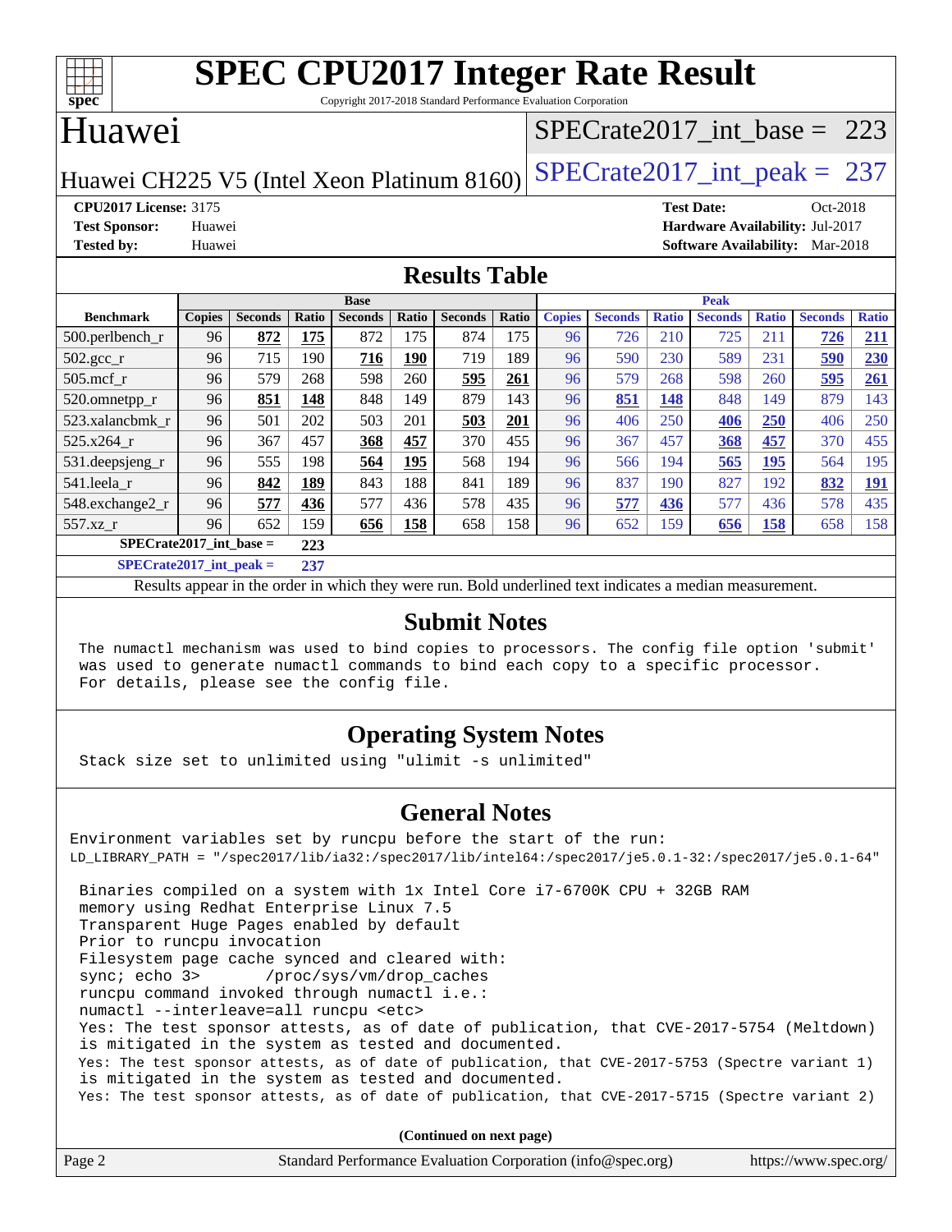# SPEC CPU2017 Integer Rate Result

Copyright 2017-2018 Standard Performance Evaluation Corporation

## Huawei

Huawei CH225 V5 (Intel Xeon Platinum 8160)

SPECrate2017_int_base = 223

SPECrate2017_int_peak = 237

**CPU2017 License:** 3175
**Test Sponsor:** Huawei
**Tested by:** Huawei

**Test Date:** Oct-2018
**Hardware Availability:** Jul-2017
**Software Availability:** Mar-2018

## Results Table

| Benchmark | Base | | | | | | | Peak | | | | | | |
|---|---|---|---|---|---|---|---|---|---|---|---|---|---|---|
| | Copies | Seconds | Ratio | Seconds | Ratio | Seconds | Ratio | Copies | Seconds | Ratio | Seconds | Ratio | Seconds | Ratio |
| 500.perlbench_r | 96 | **872** | **175** | 872 | 175 | 874 | 175 | 96 | 726 | 210 | 725 | 211 | **726** | **211** |
| 502.gcc_r | 96 | 715 | 190 | **716** | **190** | 719 | 189 | 96 | 590 | 230 | 589 | 231 | **590** | **230** |
| 505.mcf_r | 96 | 579 | 268 | 598 | 260 | **595** | **261** | 96 | 579 | 268 | 598 | 260 | **595** | **261** |
| 520.omnetpp_r | 96 | **851** | **148** | 848 | 149 | 879 | 143 | 96 | **851** | **148** | 848 | 149 | 879 | 143 |
| 523.xalancbmk_r | 96 | 501 | 202 | 503 | 201 | **503** | **201** | 96 | 406 | 250 | **406** | **250** | 406 | 250 |
| 525.x264_r | 96 | 367 | 457 | **368** | **457** | 370 | 455 | 96 | 367 | 457 | **368** | **457** | 370 | 455 |
| 531.deepsjeng_r | 96 | 555 | 198 | **564** | **195** | 568 | 194 | 96 | 566 | 194 | **565** | **195** | 564 | 195 |
| 541.leela_r | 96 | **842** | **189** | 843 | 188 | 841 | 189 | 96 | 837 | 190 | 827 | 192 | **832** | **191** |
| 548.exchange2_r | 96 | **577** | **436** | 577 | 436 | 578 | 435 | 96 | **577** | **436** | 577 | 436 | 578 | 435 |
| 557.xz_r | 96 | 652 | 159 | **656** | **158** | 658 | 158 | 96 | 652 | 159 | **656** | **158** | 658 | 158 |

**SPECrate2017_int_base = 223**

**SPECrate2017_int_peak = 237**

Results appear in the order in which they were run. Bold underlined text indicates a median measurement.

## Submit Notes

The numactl mechanism was used to bind copies to processors. The config file option 'submit' was used to generate numactl commands to bind each copy to a specific processor. For details, please see the config file.

## Operating System Notes

Stack size set to unlimited using "ulimit -s unlimited"

## General Notes

Environment variables set by runcpu before the start of the run:
LD_LIBRARY_PATH = "/spec2017/lib/ia32:/spec2017/lib/intel64:/spec2017/je5.0.1-32:/spec2017/je5.0.1-64"

Binaries compiled on a system with 1x Intel Core i7-6700K CPU + 32GB RAM
memory using Redhat Enterprise Linux 7.5
Transparent Huge Pages enabled by default
Prior to runcpu invocation
Filesystem page cache synced and cleared with:
sync; echo 3>       /proc/sys/vm/drop_caches
runcpu command invoked through numactl i.e.:
numactl --interleave=all runcpu <etc>
Yes: The test sponsor attests, as of date of publication, that CVE-2017-5754 (Meltdown)
is mitigated in the system as tested and documented.
Yes: The test sponsor attests, as of date of publication, that CVE-2017-5753 (Spectre variant 1)
is mitigated in the system as tested and documented.
Yes: The test sponsor attests, as of date of publication, that CVE-2017-5715 (Spectre variant 2)

**(Continued on next page)**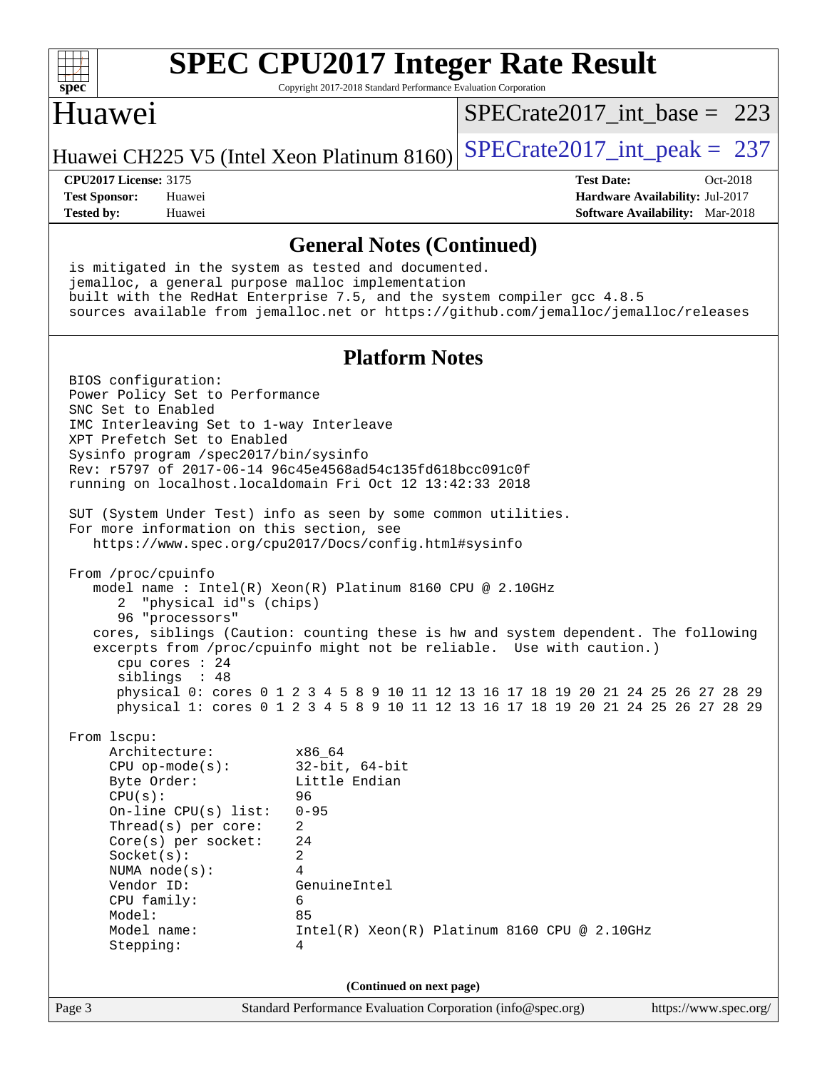## General Notes (Continued)

```
is mitigated in the system as tested and documented.
jemalloc, a general purpose malloc implementation
built with the RedHat Enterprise 7.5, and the system compiler gcc 4.8.5
sources available from jemalloc.net or https://github.com/jemalloc/jemalloc/releases
```

## Platform Notes

```
BIOS configuration:
Power Policy Set to Performance
SNC Set to Enabled
IMC Interleaving Set to 1-way Interleave
XPT Prefetch Set to Enabled
Sysinfo program /spec2017/bin/sysinfo
Rev: r5797 of 2017-06-14 96c45e4568ad54c135fd618bcc091c0f
running on localhost.localdomain Fri Oct 12 13:42:33 2018

SUT (System Under Test) info as seen by some common utilities.
For more information on this section, see
   https://www.spec.org/cpu2017/Docs/config.html#sysinfo

From /proc/cpuinfo
   model name : Intel(R) Xeon(R) Platinum 8160 CPU @ 2.10GHz
      2  "physical id"s (chips)
      96 "processors"
   cores, siblings (Caution: counting these is hw and system dependent. The following
   excerpts from /proc/cpuinfo might not be reliable.  Use with caution.)
      cpu cores : 24
      siblings  : 48
      physical 0: cores 0 1 2 3 4 5 8 9 10 11 12 13 16 17 18 19 20 21 24 25 26 27 28 29
      physical 1: cores 0 1 2 3 4 5 8 9 10 11 12 13 16 17 18 19 20 21 24 25 26 27 28 29

From lscpu:
     Architecture:          x86_64
     CPU op-mode(s):        32-bit, 64-bit
     Byte Order:            Little Endian
     CPU(s):                96
     On-line CPU(s) list:   0-95
     Thread(s) per core:    2
     Core(s) per socket:    24
     Socket(s):             2
     NUMA node(s):          4
     Vendor ID:             GenuineIntel
     CPU family:            6
     Model:                 85
     Model name:            Intel(R) Xeon(R) Platinum 8160 CPU @ 2.10GHz
     Stepping:              4
```

(Continued on next page)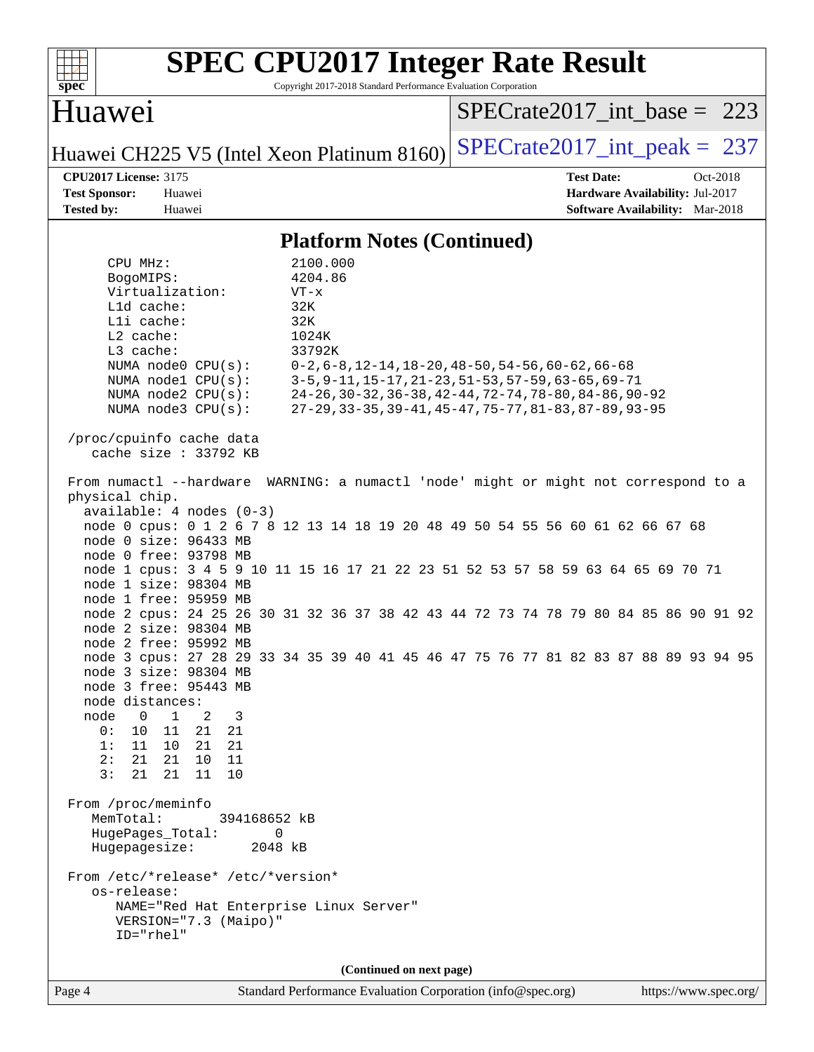# SPEC CPU2017 Integer Rate Result

Copyright 2017-2018 Standard Performance Evaluation Corporation

## Huawei

Huawei CH225 V5 (Intel Xeon Platinum 8160)

SPECrate2017_int_base = 223

SPECrate2017_int_peak = 237

**CPU2017 License:** 3175
**Test Sponsor:** Huawei
**Tested by:** Huawei

**Test Date:** Oct-2018
**Hardware Availability:** Jul-2017
**Software Availability:** Mar-2018

### Platform Notes (Continued)

```
    CPU MHz:               2100.000
    BogoMIPS:              4204.86
    Virtualization:        VT-x
    L1d cache:             32K
    L1i cache:             32K
    L2 cache:              1024K
    L3 cache:              33792K
    NUMA node0 CPU(s):     0-2,6-8,12-14,18-20,48-50,54-56,60-62,66-68
    NUMA node1 CPU(s):     3-5,9-11,15-17,21-23,51-53,57-59,63-65,69-71
    NUMA node2 CPU(s):     24-26,30-32,36-38,42-44,72-74,78-80,84-86,90-92
    NUMA node3 CPU(s):     27-29,33-35,39-41,45-47,75-77,81-83,87-89,93-95

 /proc/cpuinfo cache data
    cache size : 33792 KB

 From numactl --hardware  WARNING: a numactl 'node' might or might not correspond to a
 physical chip.
   available: 4 nodes (0-3)
   node 0 cpus: 0 1 2 6 7 8 12 13 14 18 19 20 48 49 50 54 55 56 60 61 62 66 67 68
   node 0 size: 96433 MB
   node 0 free: 93798 MB
   node 1 cpus: 3 4 5 9 10 11 15 16 17 21 22 23 51 52 53 57 58 59 63 64 65 69 70 71
   node 1 size: 98304 MB
   node 1 free: 95959 MB
   node 2 cpus: 24 25 26 30 31 32 36 37 38 42 43 44 72 73 74 78 79 80 84 85 86 90 91 92
   node 2 size: 98304 MB
   node 2 free: 95992 MB
   node 3 cpus: 27 28 29 33 34 35 39 40 41 45 46 47 75 76 77 81 82 83 87 88 89 93 94 95
   node 3 size: 98304 MB
   node 3 free: 95443 MB
   node distances:
   node   0   1   2   3
     0:  10  11  21  21
     1:  11  10  21  21
     2:  21  21  10  11
     3:  21  21  11  10

 From /proc/meminfo
    MemTotal:       394168652 kB
    HugePages_Total:       0
    Hugepagesize:       2048 kB

 From /etc/*release* /etc/*version*
    os-release:
       NAME="Red Hat Enterprise Linux Server"
       VERSION="7.3 (Maipo)"
       ID="rhel"
```

(Continued on next page)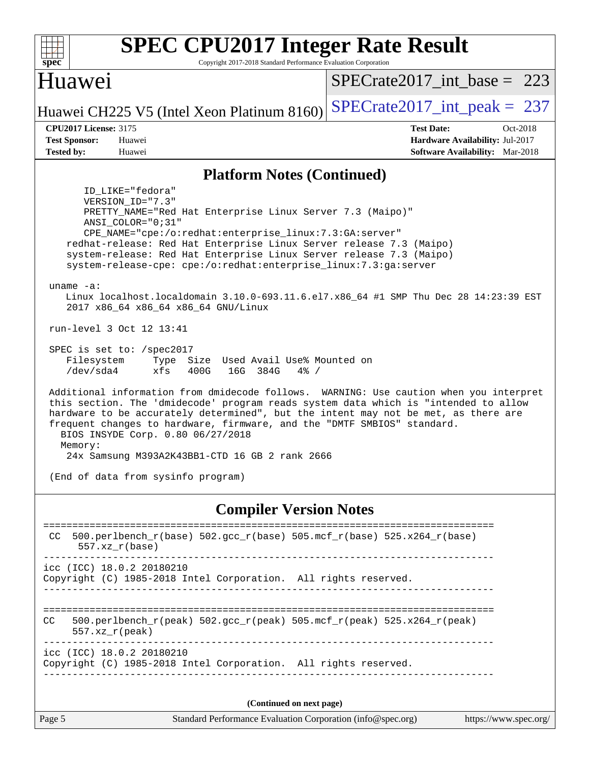## Platform Notes (Continued)

```
        ID_LIKE="fedora"
        VERSION_ID="7.3"
        PRETTY_NAME="Red Hat Enterprise Linux Server 7.3 (Maipo)"
        ANSI_COLOR="0;31"
        CPE_NAME="cpe:/o:redhat:enterprise_linux:7.3:GA:server"
    redhat-release: Red Hat Enterprise Linux Server release 7.3 (Maipo)
    system-release: Red Hat Enterprise Linux Server release 7.3 (Maipo)
    system-release-cpe: cpe:/o:redhat:enterprise_linux:7.3:ga:server

 uname -a:
    Linux localhost.localdomain 3.10.0-693.11.6.el7.x86_64 #1 SMP Thu Dec 28 14:23:39 EST
    2017 x86_64 x86_64 x86_64 GNU/Linux

 run-level 3 Oct 12 13:41

 SPEC is set to: /spec2017
    Filesystem     Type  Size  Used Avail Use% Mounted on
    /dev/sda4      xfs   400G   16G  384G   4% /

 Additional information from dmidecode follows.  WARNING: Use caution when you interpret
 this section. The 'dmidecode' program reads system data which is "intended to allow
 hardware to be accurately determined", but the intent may not be met, as there are
 frequent changes to hardware, firmware, and the "DMTF SMBIOS" standard.
   BIOS INSYDE Corp. 0.80 06/27/2018
   Memory:
    24x Samsung M393A2K43BB1-CTD 16 GB 2 rank 2666

 (End of data from sysinfo program)
```

## Compiler Version Notes

```
==============================================================================
 CC  500.perlbench_r(base) 502.gcc_r(base) 505.mcf_r(base) 525.x264_r(base)
      557.xz_r(base)
------------------------------------------------------------------------------
icc (ICC) 18.0.2 20180210
Copyright (C) 1985-2018 Intel Corporation.  All rights reserved.
------------------------------------------------------------------------------

==============================================================================
CC   500.perlbench_r(peak) 502.gcc_r(peak) 505.mcf_r(peak) 525.x264_r(peak)
      557.xz_r(peak)
------------------------------------------------------------------------------
icc (ICC) 18.0.2 20180210
Copyright (C) 1985-2018 Intel Corporation.  All rights reserved.
------------------------------------------------------------------------------
```

**(Continued on next page)**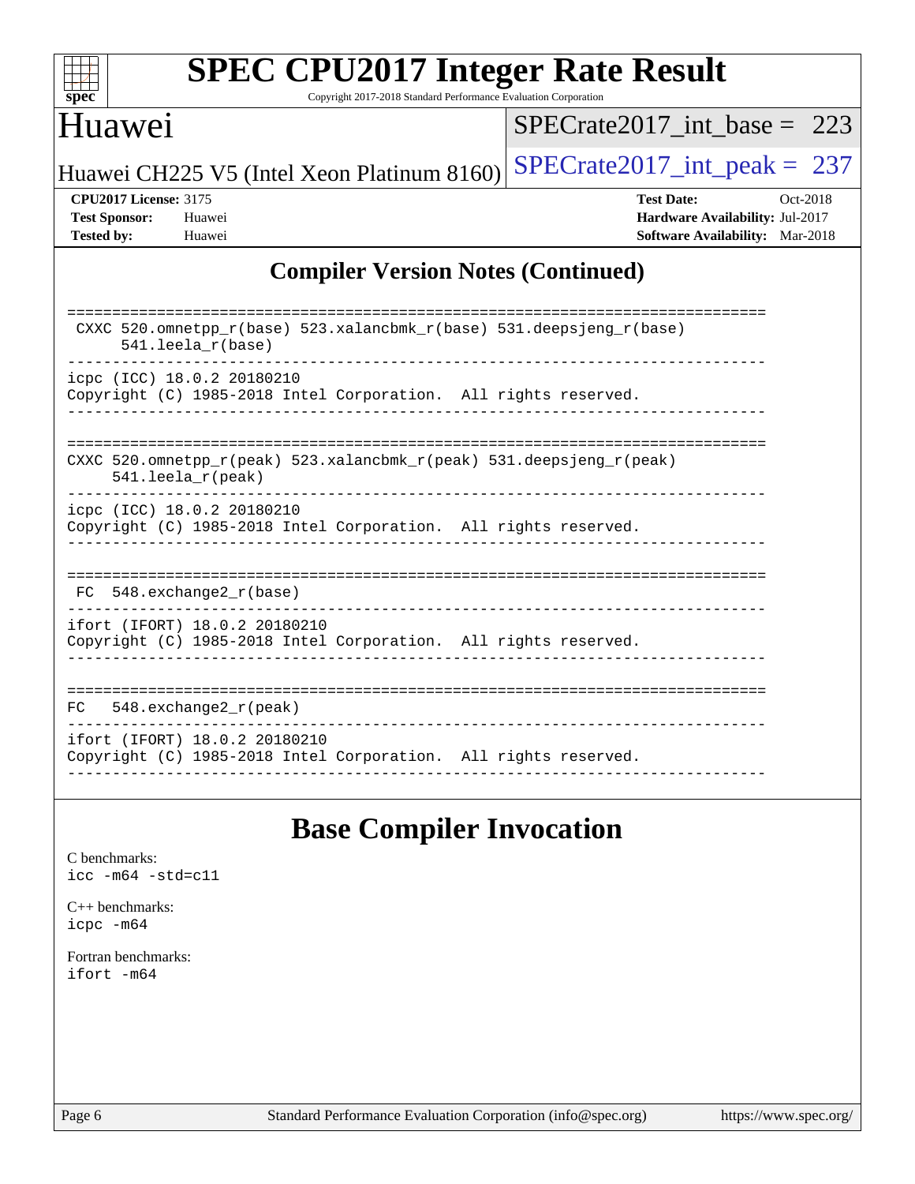## Compiler Version Notes (Continued)

```
==============================================================================
 CXXC 520.omnetpp_r(base) 523.xalancbmk_r(base) 531.deepsjeng_r(base)
      541.leela_r(base)
------------------------------------------------------------------------------
icpc (ICC) 18.0.2 20180210
Copyright (C) 1985-2018 Intel Corporation.  All rights reserved.
------------------------------------------------------------------------------

==============================================================================
CXXC 520.omnetpp_r(peak) 523.xalancbmk_r(peak) 531.deepsjeng_r(peak)
     541.leela_r(peak)
------------------------------------------------------------------------------
icpc (ICC) 18.0.2 20180210
Copyright (C) 1985-2018 Intel Corporation.  All rights reserved.
------------------------------------------------------------------------------

==============================================================================
 FC  548.exchange2_r(base)
------------------------------------------------------------------------------
ifort (IFORT) 18.0.2 20180210
Copyright (C) 1985-2018 Intel Corporation.  All rights reserved.
------------------------------------------------------------------------------

==============================================================================
FC   548.exchange2_r(peak)
------------------------------------------------------------------------------
ifort (IFORT) 18.0.2 20180210
Copyright (C) 1985-2018 Intel Corporation.  All rights reserved.
------------------------------------------------------------------------------
```

## Base Compiler Invocation

C benchmarks:
`icc -m64 -std=c11`

C++ benchmarks:
`icpc -m64`

Fortran benchmarks:
`ifort -m64`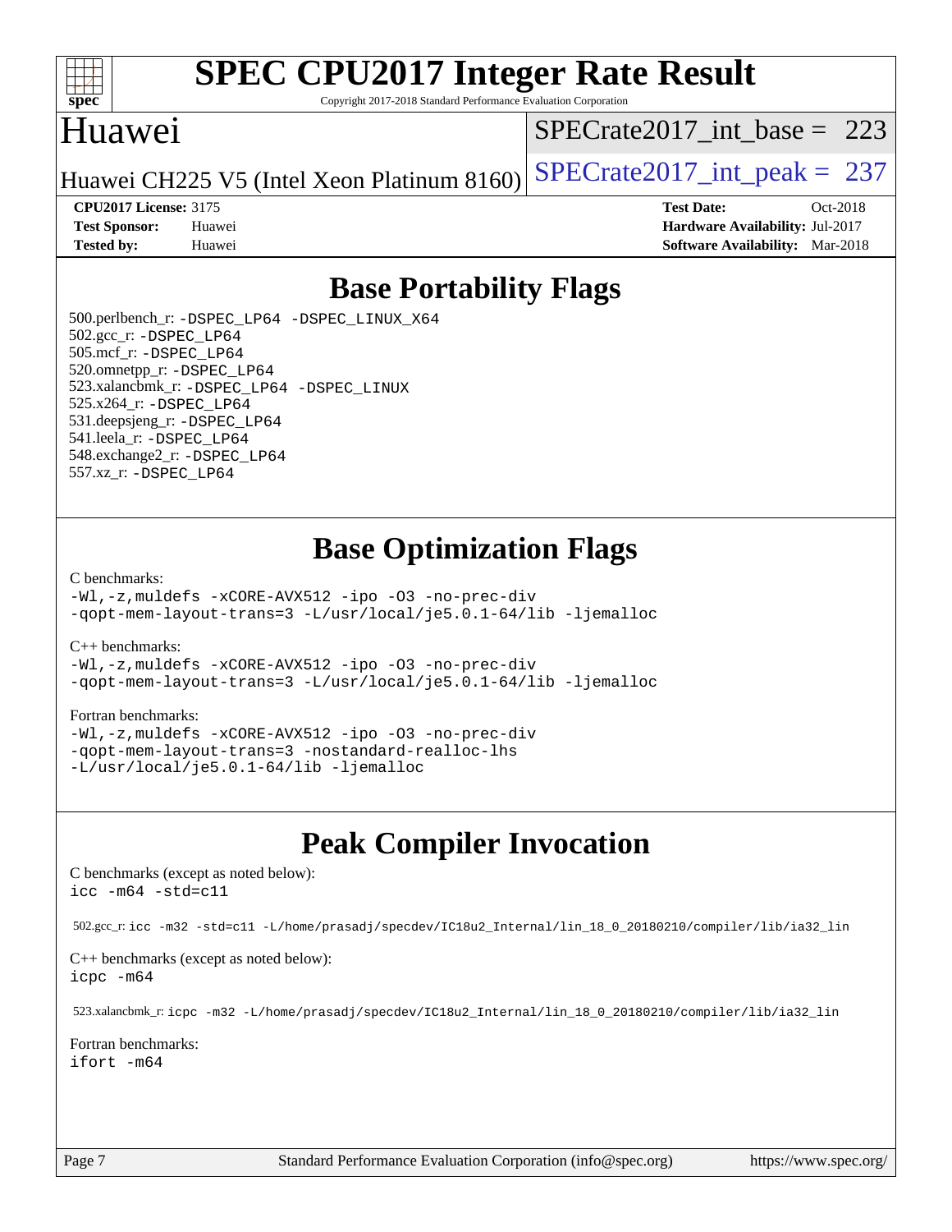# SPEC CPU2017 Integer Rate Result

Copyright 2017-2018 Standard Performance Evaluation Corporation

## Huawei

Huawei CH225 V5 (Intel Xeon Platinum 8160)

SPECrate2017_int_base = 223

SPECrate2017_int_peak = 237

**CPU2017 License:** 3175
**Test Sponsor:** Huawei
**Tested by:** Huawei

**Test Date:** Oct-2018
**Hardware Availability:** Jul-2017
**Software Availability:** Mar-2018

## Base Portability Flags

500.perlbench_r: `-DSPEC_LP64 -DSPEC_LINUX_X64`
502.gcc_r: `-DSPEC_LP64`
505.mcf_r: `-DSPEC_LP64`
520.omnetpp_r: `-DSPEC_LP64`
523.xalancbmk_r: `-DSPEC_LP64 -DSPEC_LINUX`
525.x264_r: `-DSPEC_LP64`
531.deepsjeng_r: `-DSPEC_LP64`
541.leela_r: `-DSPEC_LP64`
548.exchange2_r: `-DSPEC_LP64`
557.xz_r: `-DSPEC_LP64`

## Base Optimization Flags

C benchmarks:
```
-Wl,-z,muldefs -xCORE-AVX512 -ipo -O3 -no-prec-div
-qopt-mem-layout-trans=3 -L/usr/local/je5.0.1-64/lib -ljemalloc
```

C++ benchmarks:
```
-Wl,-z,muldefs -xCORE-AVX512 -ipo -O3 -no-prec-div
-qopt-mem-layout-trans=3 -L/usr/local/je5.0.1-64/lib -ljemalloc
```

Fortran benchmarks:
```
-Wl,-z,muldefs -xCORE-AVX512 -ipo -O3 -no-prec-div
-qopt-mem-layout-trans=3 -nostandard-realloc-lhs
-L/usr/local/je5.0.1-64/lib -ljemalloc
```

## Peak Compiler Invocation

C benchmarks (except as noted below):
```
icc -m64 -std=c11
```

502.gcc_r: `icc -m32 -std=c11 -L/home/prasadj/specdev/IC18u2_Internal/lin_18_0_20180210/compiler/lib/ia32_lin`

C++ benchmarks (except as noted below):
```
icpc -m64
```

523.xalancbmk_r: `icpc -m32 -L/home/prasadj/specdev/IC18u2_Internal/lin_18_0_20180210/compiler/lib/ia32_lin`

Fortran benchmarks:
```
ifort -m64
```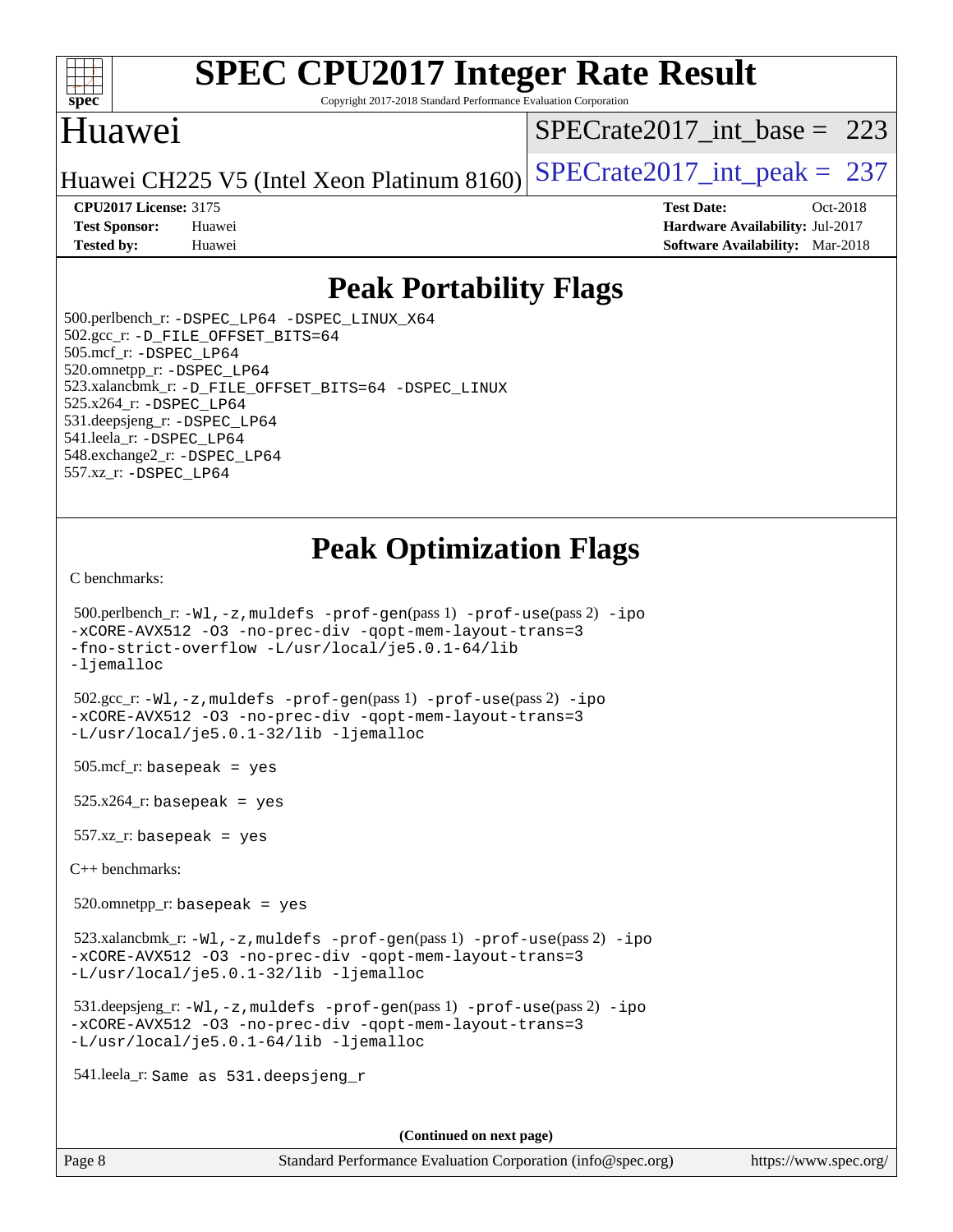# SPEC CPU2017 Integer Rate Result

Copyright 2017-2018 Standard Performance Evaluation Corporation

## Huawei

Huawei CH225 V5 (Intel Xeon Platinum 8160)

SPECrate2017_int_base = 223

SPECrate2017_int_peak = 237

**CPU2017 License:** 3175
**Test Sponsor:** Huawei
**Tested by:** Huawei

**Test Date:** Oct-2018
**Hardware Availability:** Jul-2017
**Software Availability:** Mar-2018

## Peak Portability Flags

500.perlbench_r: -DSPEC_LP64 -DSPEC_LINUX_X64
502.gcc_r: -D_FILE_OFFSET_BITS=64
505.mcf_r: -DSPEC_LP64
520.omnetpp_r: -DSPEC_LP64
523.xalancbmk_r: -D_FILE_OFFSET_BITS=64 -DSPEC_LINUX
525.x264_r: -DSPEC_LP64
531.deepsjeng_r: -DSPEC_LP64
541.leela_r: -DSPEC_LP64
548.exchange2_r: -DSPEC_LP64
557.xz_r: -DSPEC_LP64

## Peak Optimization Flags

C benchmarks:

500.perlbench_r: -Wl,-z,muldefs -prof-gen(pass 1) -prof-use(pass 2) -ipo -xCORE-AVX512 -O3 -no-prec-div -qopt-mem-layout-trans=3 -fno-strict-overflow -L/usr/local/je5.0.1-64/lib -ljemalloc

502.gcc_r: -Wl,-z,muldefs -prof-gen(pass 1) -prof-use(pass 2) -ipo -xCORE-AVX512 -O3 -no-prec-div -qopt-mem-layout-trans=3 -L/usr/local/je5.0.1-32/lib -ljemalloc

505.mcf_r: basepeak = yes

525.x264_r: basepeak = yes

557.xz_r: basepeak = yes

C++ benchmarks:

520.omnetpp_r: basepeak = yes

523.xalancbmk_r: -Wl,-z,muldefs -prof-gen(pass 1) -prof-use(pass 2) -ipo -xCORE-AVX512 -O3 -no-prec-div -qopt-mem-layout-trans=3 -L/usr/local/je5.0.1-32/lib -ljemalloc

531.deepsjeng_r: -Wl,-z,muldefs -prof-gen(pass 1) -prof-use(pass 2) -ipo -xCORE-AVX512 -O3 -no-prec-div -qopt-mem-layout-trans=3 -L/usr/local/je5.0.1-64/lib -ljemalloc

541.leela_r: Same as 531.deepsjeng_r

**(Continued on next page)**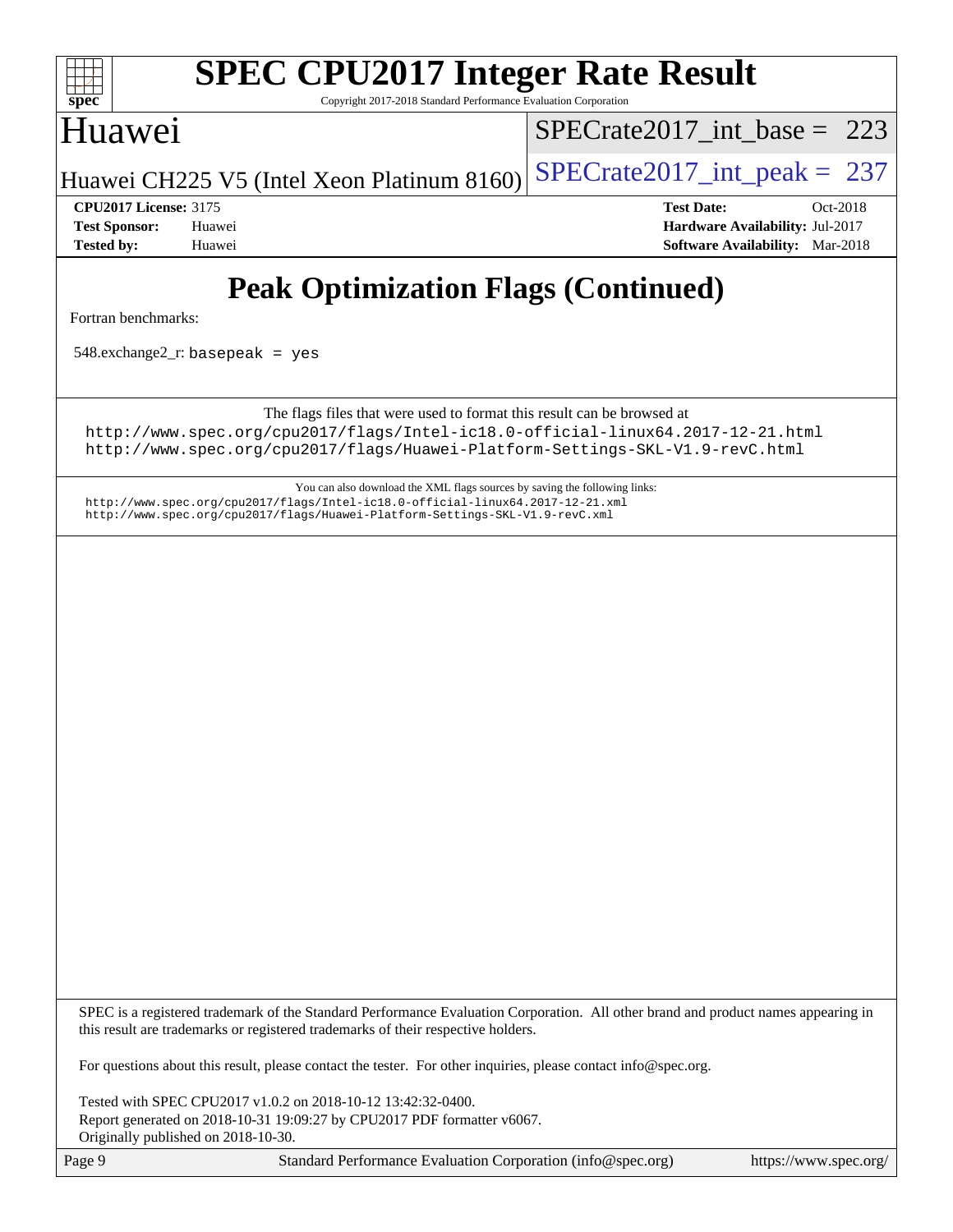# SPEC CPU2017 Integer Rate Result

Copyright 2017-2018 Standard Performance Evaluation Corporation

## Huawei

Huawei CH225 V5 (Intel Xeon Platinum 8160)

SPECrate2017_int_base = 223

SPECrate2017_int_peak = 237

**CPU2017 License:** 3175
**Test Sponsor:** Huawei
**Tested by:** Huawei

**Test Date:** Oct-2018
**Hardware Availability:** Jul-2017
**Software Availability:** Mar-2018

# Peak Optimization Flags (Continued)

Fortran benchmarks:

548.exchange2_r: `basepeak = yes`

The flags files that were used to format this result can be browsed at

http://www.spec.org/cpu2017/flags/Intel-ic18.0-official-linux64.2017-12-21.html
http://www.spec.org/cpu2017/flags/Huawei-Platform-Settings-SKL-V1.9-revC.html

You can also download the XML flags sources by saving the following links:

http://www.spec.org/cpu2017/flags/Intel-ic18.0-official-linux64.2017-12-21.xml
http://www.spec.org/cpu2017/flags/Huawei-Platform-Settings-SKL-V1.9-revC.xml

SPEC is a registered trademark of the Standard Performance Evaluation Corporation. All other brand and product names appearing in this result are trademarks or registered trademarks of their respective holders.

For questions about this result, please contact the tester. For other inquiries, please contact info@spec.org.

Tested with SPEC CPU2017 v1.0.2 on 2018-10-12 13:42:32-0400.
Report generated on 2018-10-31 19:09:27 by CPU2017 PDF formatter v6067.
Originally published on 2018-10-30.